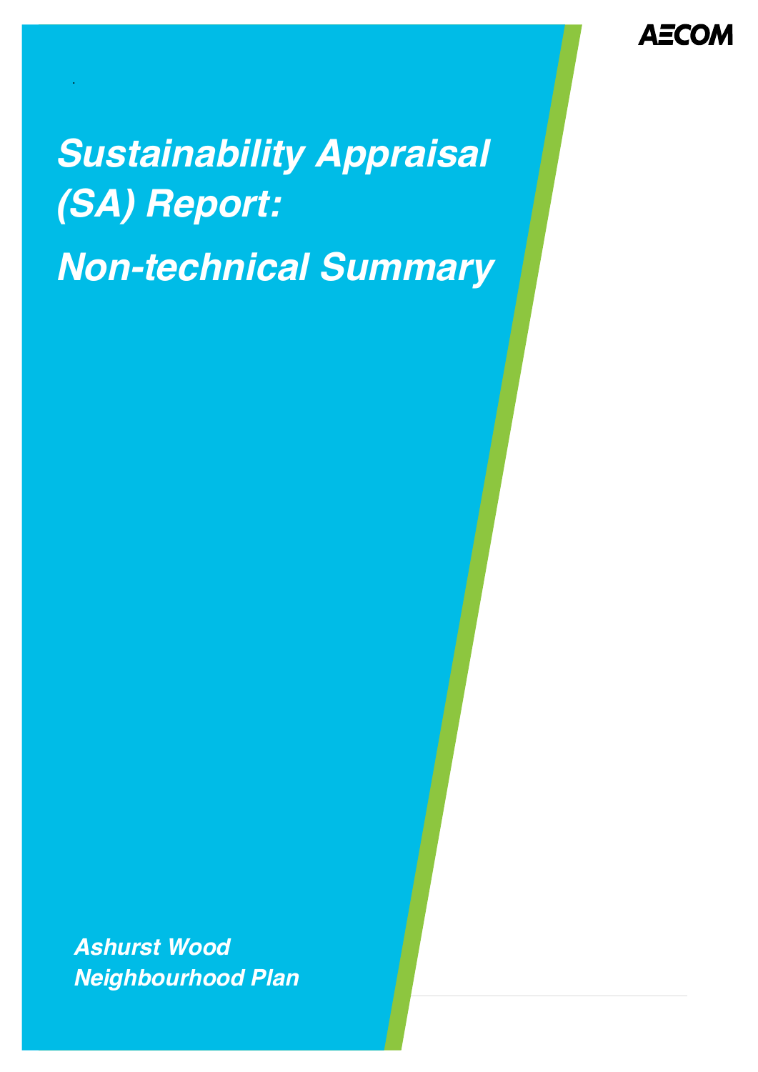AECOM

# Sustainability Appraisal (SA) Report:

# Non-technical Summary

**Ashurst Wood Neighbourhood Plan**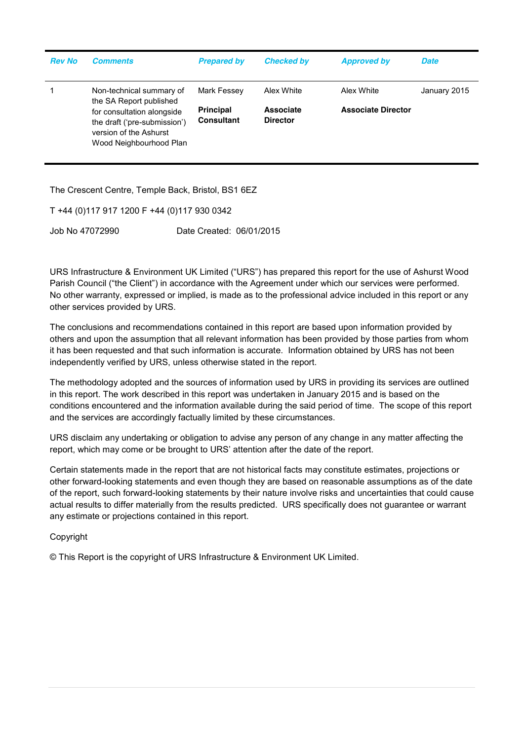| Rev No | Comments | Prepared by | Checked by | Approved by | Date |
|---|---|---|---|---|---|
| 1 | Non-technical summary of the SA Report published for consultation alongside the draft ('pre-submission') version of the Ashurst Wood Neighbourhood Plan | Mark Fessey<br>**Principal Consultant** | Alex White<br>**Associate Director** | Alex White<br>**Associate Director** | January 2015 |

The Crescent Centre, Temple Back, Bristol, BS1 6EZ

T +44 (0)117 917 1200 F +44 (0)117 930 0342

Job No 47072990 Date Created: 06/01/2015

URS Infrastructure & Environment UK Limited ("URS") has prepared this report for the use of Ashurst Wood Parish Council ("the Client") in accordance with the Agreement under which our services were performed. No other warranty, expressed or implied, is made as to the professional advice included in this report or any other services provided by URS.

The conclusions and recommendations contained in this report are based upon information provided by others and upon the assumption that all relevant information has been provided by those parties from whom it has been requested and that such information is accurate. Information obtained by URS has not been independently verified by URS, unless otherwise stated in the report.

The methodology adopted and the sources of information used by URS in providing its services are outlined in this report. The work described in this report was undertaken in January 2015 and is based on the conditions encountered and the information available during the said period of time. The scope of this report and the services are accordingly factually limited by these circumstances.

URS disclaim any undertaking or obligation to advise any person of any change in any matter affecting the report, which may come or be brought to URS' attention after the date of the report.

Certain statements made in the report that are not historical facts may constitute estimates, projections or other forward-looking statements and even though they are based on reasonable assumptions as of the date of the report, such forward-looking statements by their nature involve risks and uncertainties that could cause actual results to differ materially from the results predicted. URS specifically does not guarantee or warrant any estimate or projections contained in this report.

Copyright

© This Report is the copyright of URS Infrastructure & Environment UK Limited.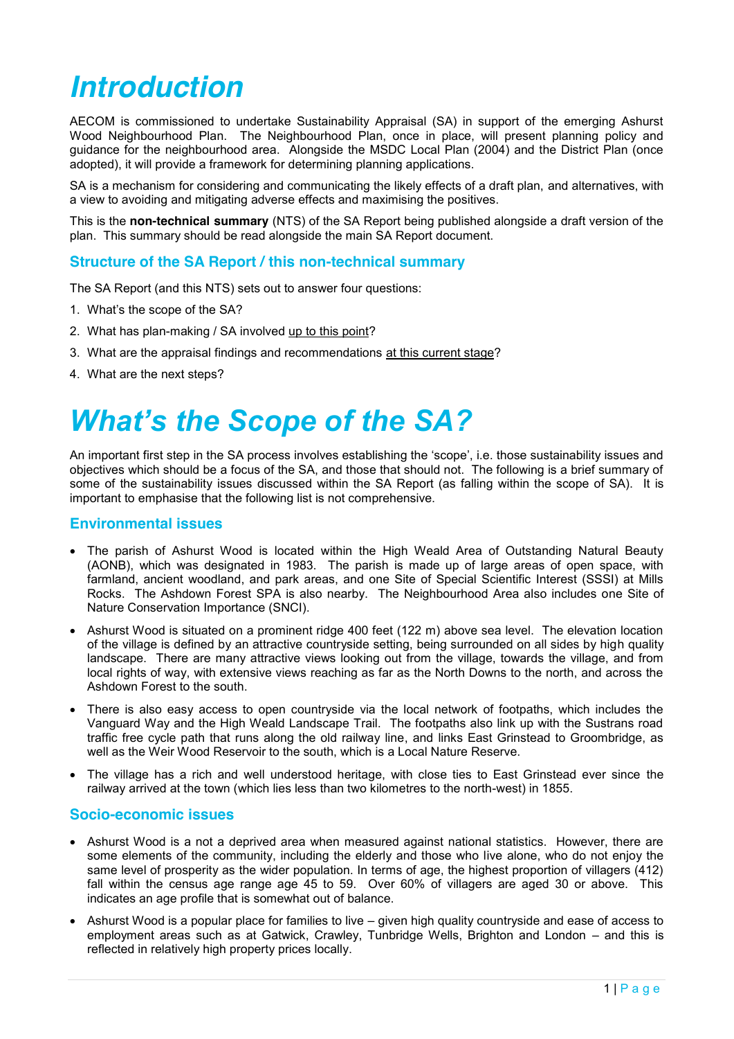# *Introduction*

AECOM is commissioned to undertake Sustainability Appraisal (SA) in support of the emerging Ashurst Wood Neighbourhood Plan. The Neighbourhood Plan, once in place, will present planning policy and guidance for the neighbourhood area. Alongside the MSDC Local Plan (2004) and the District Plan (once adopted), it will provide a framework for determining planning applications.

SA is a mechanism for considering and communicating the likely effects of a draft plan, and alternatives, with a view to avoiding and mitigating adverse effects and maximising the positives.

This is the **non-technical summary** (NTS) of the SA Report being published alongside a draft version of the plan. This summary should be read alongside the main SA Report document.

## Structure of the SA Report / this non-technical summary

The SA Report (and this NTS) sets out to answer four questions:

1. What's the scope of the SA?
2. What has plan-making / SA involved up to this point?
3. What are the appraisal findings and recommendations at this current stage?
4. What are the next steps?

# *What's the Scope of the SA?*

An important first step in the SA process involves establishing the 'scope', i.e. those sustainability issues and objectives which should be a focus of the SA, and those that should not. The following is a brief summary of some of the sustainability issues discussed within the SA Report (as falling within the scope of SA). It is important to emphasise that the following list is not comprehensive.

## Environmental issues

- The parish of Ashurst Wood is located within the High Weald Area of Outstanding Natural Beauty (AONB), which was designated in 1983. The parish is made up of large areas of open space, with farmland, ancient woodland, and park areas, and one Site of Special Scientific Interest (SSSI) at Mills Rocks. The Ashdown Forest SPA is also nearby. The Neighbourhood Area also includes one Site of Nature Conservation Importance (SNCI).
- Ashurst Wood is situated on a prominent ridge 400 feet (122 m) above sea level. The elevation location of the village is defined by an attractive countryside setting, being surrounded on all sides by high quality landscape. There are many attractive views looking out from the village, towards the village, and from local rights of way, with extensive views reaching as far as the North Downs to the north, and across the Ashdown Forest to the south.
- There is also easy access to open countryside via the local network of footpaths, which includes the Vanguard Way and the High Weald Landscape Trail. The footpaths also link up with the Sustrans road traffic free cycle path that runs along the old railway line, and links East Grinstead to Groombridge, as well as the Weir Wood Reservoir to the south, which is a Local Nature Reserve.
- The village has a rich and well understood heritage, with close ties to East Grinstead ever since the railway arrived at the town (which lies less than two kilometres to the north-west) in 1855.

## Socio-economic issues

- Ashurst Wood is a not a deprived area when measured against national statistics. However, there are some elements of the community, including the elderly and those who live alone, who do not enjoy the same level of prosperity as the wider population. In terms of age, the highest proportion of villagers (412) fall within the census age range age 45 to 59. Over 60% of villagers are aged 30 or above. This indicates an age profile that is somewhat out of balance.
- Ashurst Wood is a popular place for families to live – given high quality countryside and ease of access to employment areas such as at Gatwick, Crawley, Tunbridge Wells, Brighton and London – and this is reflected in relatively high property prices locally.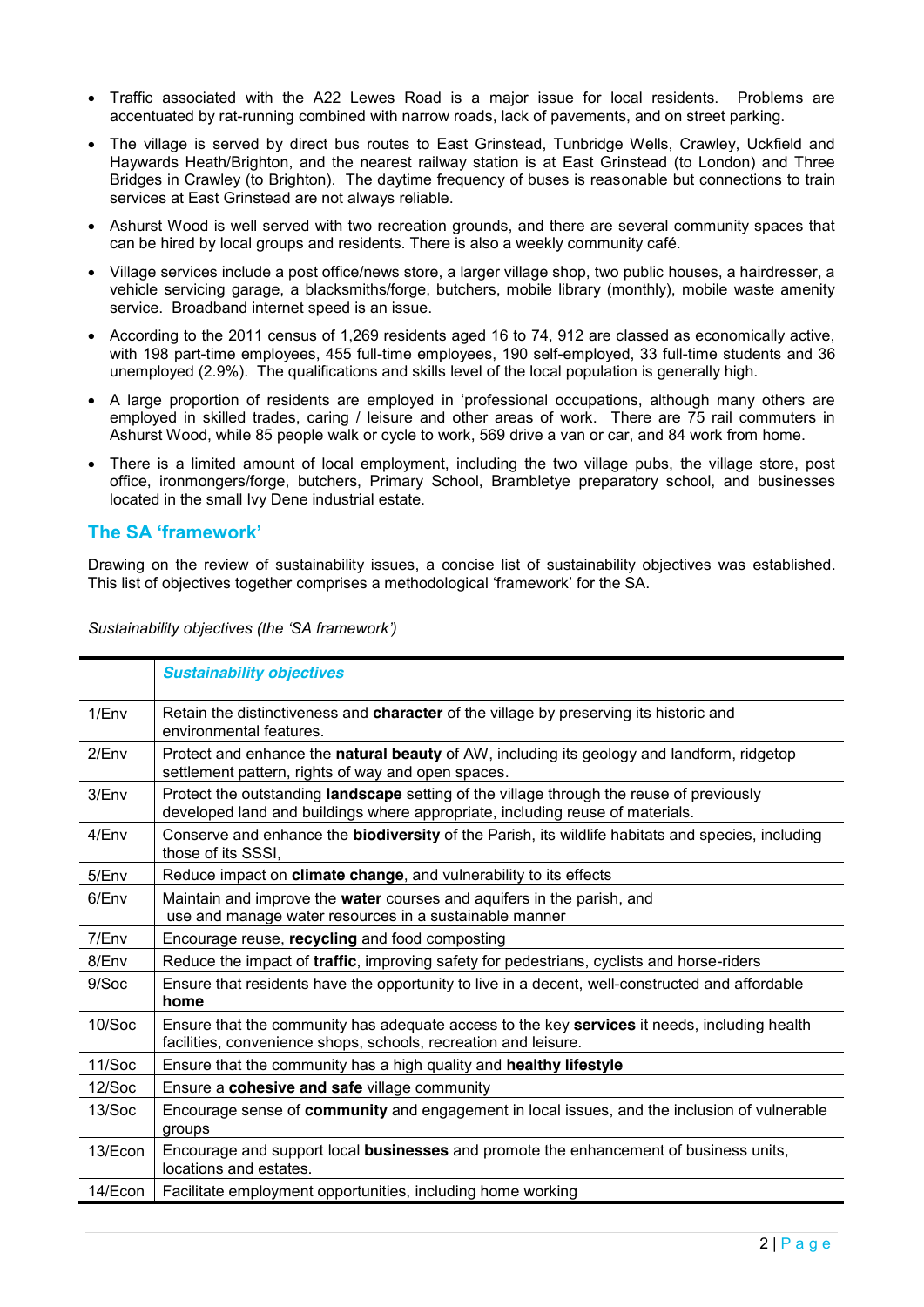- Traffic associated with the A22 Lewes Road is a major issue for local residents. Problems are accentuated by rat-running combined with narrow roads, lack of pavements, and on street parking.
- The village is served by direct bus routes to East Grinstead, Tunbridge Wells, Crawley, Uckfield and Haywards Heath/Brighton, and the nearest railway station is at East Grinstead (to London) and Three Bridges in Crawley (to Brighton). The daytime frequency of buses is reasonable but connections to train services at East Grinstead are not always reliable.
- Ashurst Wood is well served with two recreation grounds, and there are several community spaces that can be hired by local groups and residents. There is also a weekly community café.
- Village services include a post office/news store, a larger village shop, two public houses, a hairdresser, a vehicle servicing garage, a blacksmiths/forge, butchers, mobile library (monthly), mobile waste amenity service. Broadband internet speed is an issue.
- According to the 2011 census of 1,269 residents aged 16 to 74, 912 are classed as economically active, with 198 part-time employees, 455 full-time employees, 190 self-employed, 33 full-time students and 36 unemployed (2.9%). The qualifications and skills level of the local population is generally high.
- A large proportion of residents are employed in 'professional occupations, although many others are employed in skilled trades, caring / leisure and other areas of work. There are 75 rail commuters in Ashurst Wood, while 85 people walk or cycle to work, 569 drive a van or car, and 84 work from home.
- There is a limited amount of local employment, including the two village pubs, the village store, post office, ironmongers/forge, butchers, Primary School, Brambletye preparatory school, and businesses located in the small Ivy Dene industrial estate.

## The SA 'framework'

Drawing on the review of sustainability issues, a concise list of sustainability objectives was established. This list of objectives together comprises a methodological 'framework' for the SA.

*Sustainability objectives (the 'SA framework')*

| | ***Sustainability objectives*** |
|---|---|
| 1/Env | Retain the distinctiveness and **character** of the village by preserving its historic and environmental features. |
| 2/Env | Protect and enhance the **natural beauty** of AW, including its geology and landform, ridgetop settlement pattern, rights of way and open spaces. |
| 3/Env | Protect the outstanding **landscape** setting of the village through the reuse of previously developed land and buildings where appropriate, including reuse of materials. |
| 4/Env | Conserve and enhance the **biodiversity** of the Parish, its wildlife habitats and species, including those of its SSSI, |
| 5/Env | Reduce impact on **climate change**, and vulnerability to its effects |
| 6/Env | Maintain and improve the **water** courses and aquifers in the parish, and use and manage water resources in a sustainable manner |
| 7/Env | Encourage reuse, **recycling** and food composting |
| 8/Env | Reduce the impact of **traffic**, improving safety for pedestrians, cyclists and horse-riders |
| 9/Soc | Ensure that residents have the opportunity to live in a decent, well-constructed and affordable **home** |
| 10/Soc | Ensure that the community has adequate access to the key **services** it needs, including health facilities, convenience shops, schools, recreation and leisure. |
| 11/Soc | Ensure that the community has a high quality and **healthy lifestyle** |
| 12/Soc | Ensure a **cohesive and safe** village community |
| 13/Soc | Encourage sense of **community** and engagement in local issues, and the inclusion of vulnerable groups |
| 13/Econ | Encourage and support local **businesses** and promote the enhancement of business units, locations and estates. |
| 14/Econ | Facilitate employment opportunities, including home working |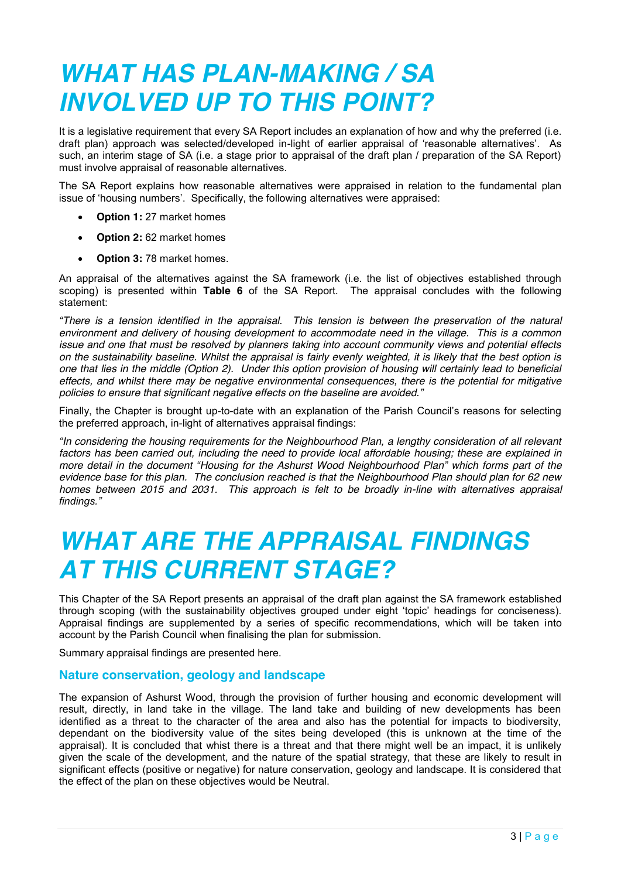# *WHAT HAS PLAN-MAKING / SA INVOLVED UP TO THIS POINT?*

It is a legislative requirement that every SA Report includes an explanation of how and why the preferred (i.e. draft plan) approach was selected/developed in-light of earlier appraisal of 'reasonable alternatives'. As such, an interim stage of SA (i.e. a stage prior to appraisal of the draft plan / preparation of the SA Report) must involve appraisal of reasonable alternatives.

The SA Report explains how reasonable alternatives were appraised in relation to the fundamental plan issue of 'housing numbers'. Specifically, the following alternatives were appraised:

- **Option 1:** 27 market homes
- **Option 2:** 62 market homes
- **Option 3:** 78 market homes.

An appraisal of the alternatives against the SA framework (i.e. the list of objectives established through scoping) is presented within **Table 6** of the SA Report. The appraisal concludes with the following statement:

*"There is a tension identified in the appraisal. This tension is between the preservation of the natural environment and delivery of housing development to accommodate need in the village. This is a common issue and one that must be resolved by planners taking into account community views and potential effects on the sustainability baseline. Whilst the appraisal is fairly evenly weighted, it is likely that the best option is one that lies in the middle (Option 2). Under this option provision of housing will certainly lead to beneficial effects, and whilst there may be negative environmental consequences, there is the potential for mitigative policies to ensure that significant negative effects on the baseline are avoided."*

Finally, the Chapter is brought up-to-date with an explanation of the Parish Council's reasons for selecting the preferred approach, in-light of alternatives appraisal findings:

*"In considering the housing requirements for the Neighbourhood Plan, a lengthy consideration of all relevant factors has been carried out, including the need to provide local affordable housing; these are explained in more detail in the document "Housing for the Ashurst Wood Neighbourhood Plan" which forms part of the evidence base for this plan. The conclusion reached is that the Neighbourhood Plan should plan for 62 new homes between 2015 and 2031. This approach is felt to be broadly in-line with alternatives appraisal findings."*

# *WHAT ARE THE APPRAISAL FINDINGS AT THIS CURRENT STAGE?*

This Chapter of the SA Report presents an appraisal of the draft plan against the SA framework established through scoping (with the sustainability objectives grouped under eight 'topic' headings for conciseness). Appraisal findings are supplemented by a series of specific recommendations, which will be taken into account by the Parish Council when finalising the plan for submission.

Summary appraisal findings are presented here.

### Nature conservation, geology and landscape

The expansion of Ashurst Wood, through the provision of further housing and economic development will result, directly, in land take in the village. The land take and building of new developments has been identified as a threat to the character of the area and also has the potential for impacts to biodiversity, dependant on the biodiversity value of the sites being developed (this is unknown at the time of the appraisal). It is concluded that whist there is a threat and that there might well be an impact, it is unlikely given the scale of the development, and the nature of the spatial strategy, that these are likely to result in significant effects (positive or negative) for nature conservation, geology and landscape. It is considered that the effect of the plan on these objectives would be Neutral.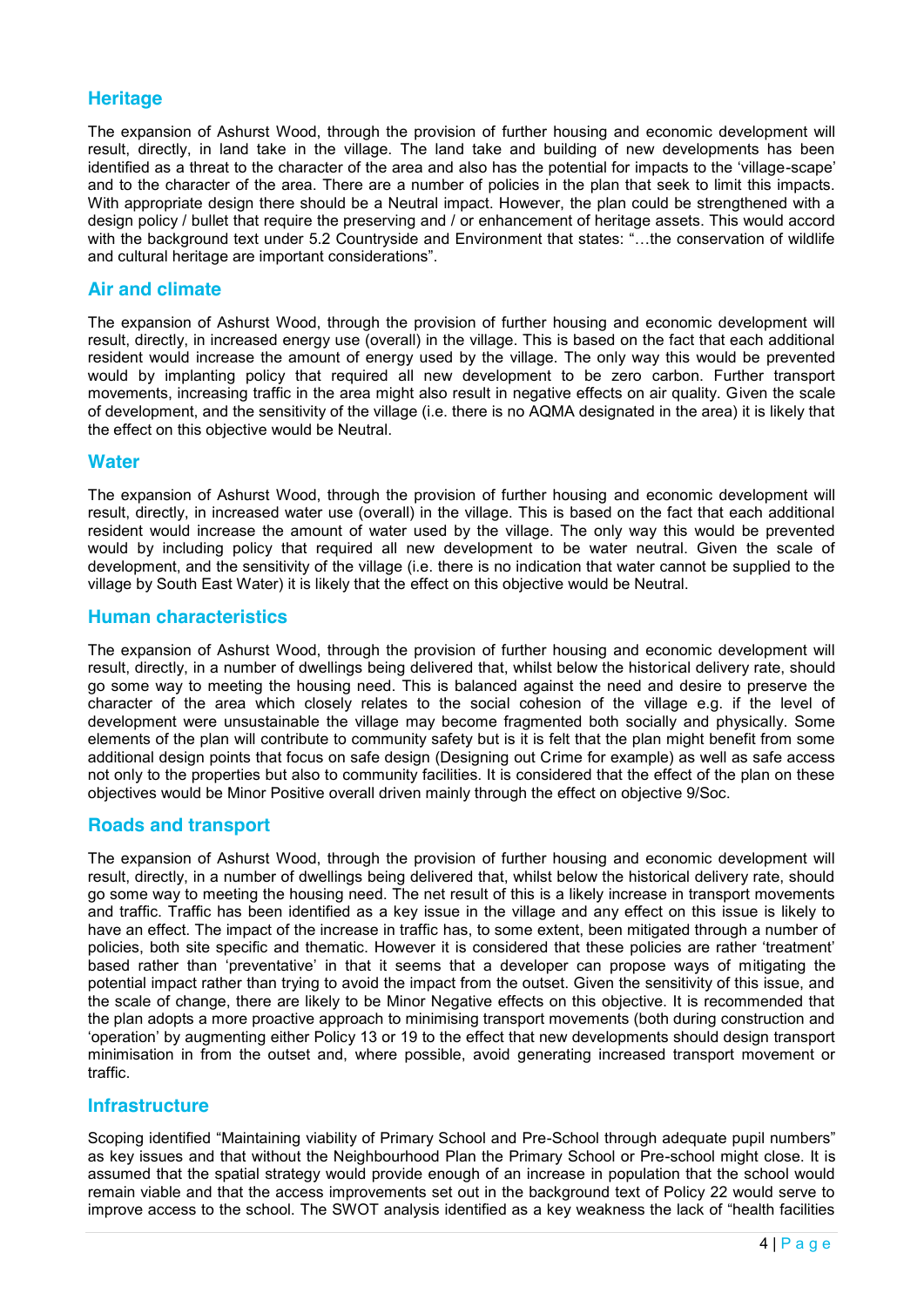## Heritage

The expansion of Ashurst Wood, through the provision of further housing and economic development will result, directly, in land take in the village. The land take and building of new developments has been identified as a threat to the character of the area and also has the potential for impacts to the 'village-scape' and to the character of the area. There are a number of policies in the plan that seek to limit this impacts. With appropriate design there should be a Neutral impact. However, the plan could be strengthened with a design policy / bullet that require the preserving and / or enhancement of heritage assets. This would accord with the background text under 5.2 Countryside and Environment that states: "…the conservation of wildlife and cultural heritage are important considerations".

## Air and climate

The expansion of Ashurst Wood, through the provision of further housing and economic development will result, directly, in increased energy use (overall) in the village. This is based on the fact that each additional resident would increase the amount of energy used by the village. The only way this would be prevented would by implanting policy that required all new development to be zero carbon. Further transport movements, increasing traffic in the area might also result in negative effects on air quality. Given the scale of development, and the sensitivity of the village (i.e. there is no AQMA designated in the area) it is likely that the effect on this objective would be Neutral.

## Water

The expansion of Ashurst Wood, through the provision of further housing and economic development will result, directly, in increased water use (overall) in the village. This is based on the fact that each additional resident would increase the amount of water used by the village. The only way this would be prevented would by including policy that required all new development to be water neutral. Given the scale of development, and the sensitivity of the village (i.e. there is no indication that water cannot be supplied to the village by South East Water) it is likely that the effect on this objective would be Neutral.

## Human characteristics

The expansion of Ashurst Wood, through the provision of further housing and economic development will result, directly, in a number of dwellings being delivered that, whilst below the historical delivery rate, should go some way to meeting the housing need. This is balanced against the need and desire to preserve the character of the area which closely relates to the social cohesion of the village e.g. if the level of development were unsustainable the village may become fragmented both socially and physically. Some elements of the plan will contribute to community safety but is it is felt that the plan might benefit from some additional design points that focus on safe design (Designing out Crime for example) as well as safe access not only to the properties but also to community facilities. It is considered that the effect of the plan on these objectives would be Minor Positive overall driven mainly through the effect on objective 9/Soc.

## Roads and transport

The expansion of Ashurst Wood, through the provision of further housing and economic development will result, directly, in a number of dwellings being delivered that, whilst below the historical delivery rate, should go some way to meeting the housing need. The net result of this is a likely increase in transport movements and traffic. Traffic has been identified as a key issue in the village and any effect on this issue is likely to have an effect. The impact of the increase in traffic has, to some extent, been mitigated through a number of policies, both site specific and thematic. However it is considered that these policies are rather 'treatment' based rather than 'preventative' in that it seems that a developer can propose ways of mitigating the potential impact rather than trying to avoid the impact from the outset. Given the sensitivity of this issue, and the scale of change, there are likely to be Minor Negative effects on this objective. It is recommended that the plan adopts a more proactive approach to minimising transport movements (both during construction and 'operation' by augmenting either Policy 13 or 19 to the effect that new developments should design transport minimisation in from the outset and, where possible, avoid generating increased transport movement or traffic.

## Infrastructure

Scoping identified "Maintaining viability of Primary School and Pre-School through adequate pupil numbers" as key issues and that without the Neighbourhood Plan the Primary School or Pre-school might close. It is assumed that the spatial strategy would provide enough of an increase in population that the school would remain viable and that the access improvements set out in the background text of Policy 22 would serve to improve access to the school. The SWOT analysis identified as a key weakness the lack of "health facilities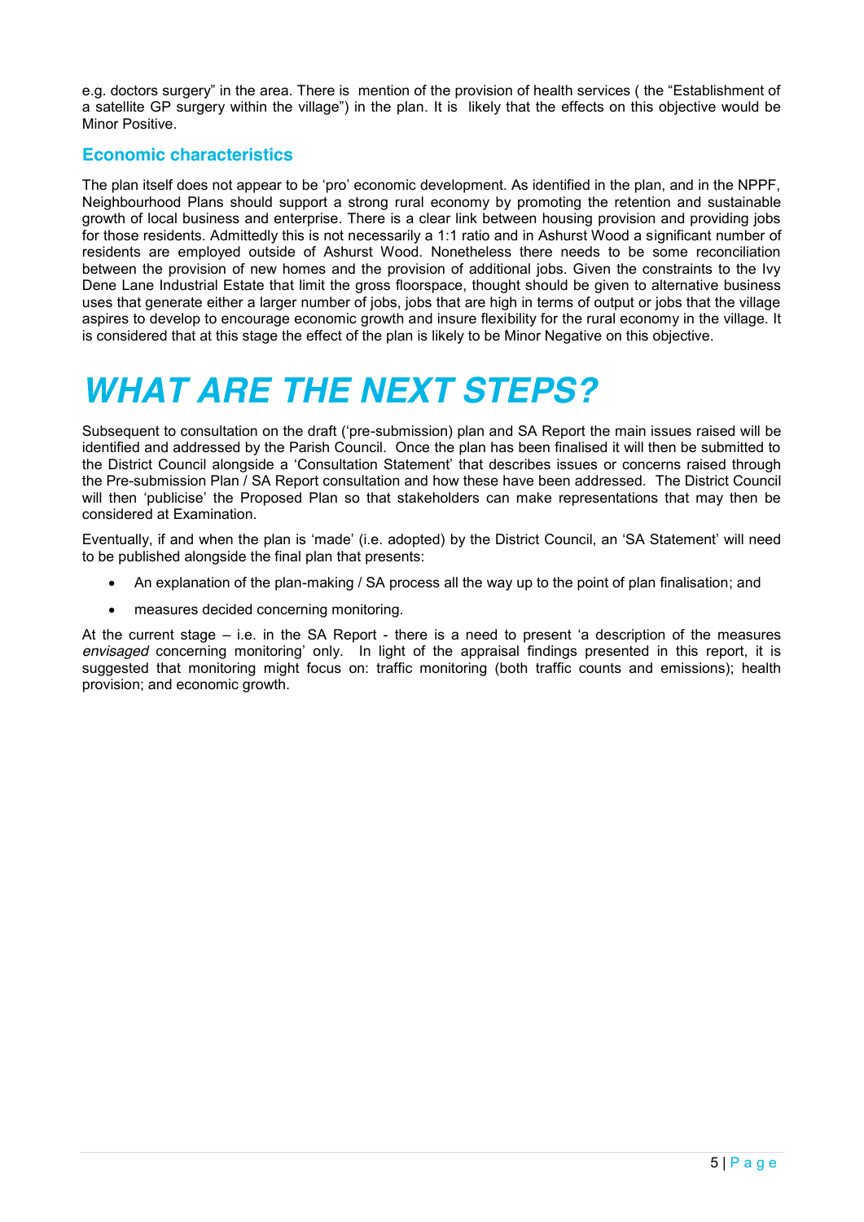e.g. doctors surgery" in the area. There is mention of the provision of health services ( the "Establishment of a satellite GP surgery within the village") in the plan. It is likely that the effects on this objective would be Minor Positive.

### Economic characteristics

The plan itself does not appear to be 'pro' economic development. As identified in the plan, and in the NPPF, Neighbourhood Plans should support a strong rural economy by promoting the retention and sustainable growth of local business and enterprise. There is a clear link between housing provision and providing jobs for those residents. Admittedly this is not necessarily a 1:1 ratio and in Ashurst Wood a significant number of residents are employed outside of Ashurst Wood. Nonetheless there needs to be some reconciliation between the provision of new homes and the provision of additional jobs. Given the constraints to the Ivy Dene Lane Industrial Estate that limit the gross floorspace, thought should be given to alternative business uses that generate either a larger number of jobs, jobs that are high in terms of output or jobs that the village aspires to develop to encourage economic growth and insure flexibility for the rural economy in the village. It is considered that at this stage the effect of the plan is likely to be Minor Negative on this objective.

# *WHAT ARE THE NEXT STEPS?*

Subsequent to consultation on the draft ('pre-submission) plan and SA Report the main issues raised will be identified and addressed by the Parish Council. Once the plan has been finalised it will then be submitted to the District Council alongside a 'Consultation Statement' that describes issues or concerns raised through the Pre-submission Plan / SA Report consultation and how these have been addressed. The District Council will then 'publicise' the Proposed Plan so that stakeholders can make representations that may then be considered at Examination.

Eventually, if and when the plan is 'made' (i.e. adopted) by the District Council, an 'SA Statement' will need to be published alongside the final plan that presents:

- An explanation of the plan-making / SA process all the way up to the point of plan finalisation; and
- measures decided concerning monitoring.

At the current stage – i.e. in the SA Report - there is a need to present 'a description of the measures *envisaged* concerning monitoring' only. In light of the appraisal findings presented in this report, it is suggested that monitoring might focus on: traffic monitoring (both traffic counts and emissions); health provision; and economic growth.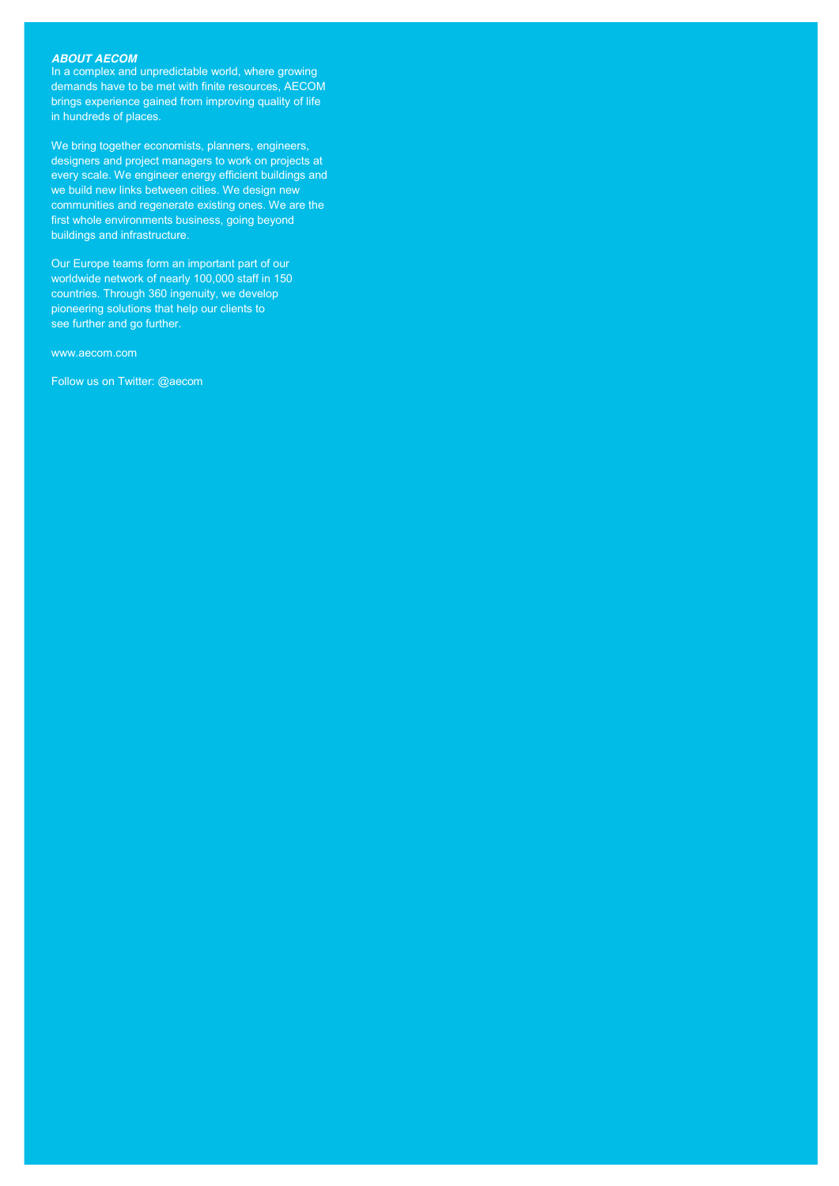***ABOUT AECOM***

In a complex and unpredictable world, where growing demands have to be met with finite resources, AECOM brings experience gained from improving quality of life in hundreds of places.

We bring together economists, planners, engineers, designers and project managers to work on projects at every scale. We engineer energy efficient buildings and we build new links between cities. We design new communities and regenerate existing ones. We are the first whole environments business, going beyond buildings and infrastructure.

Our Europe teams form an important part of our worldwide network of nearly 100,000 staff in 150 countries. Through 360 ingenuity, we develop pioneering solutions that help our clients to see further and go further.

www.aecom.com

Follow us on Twitter: @aecom